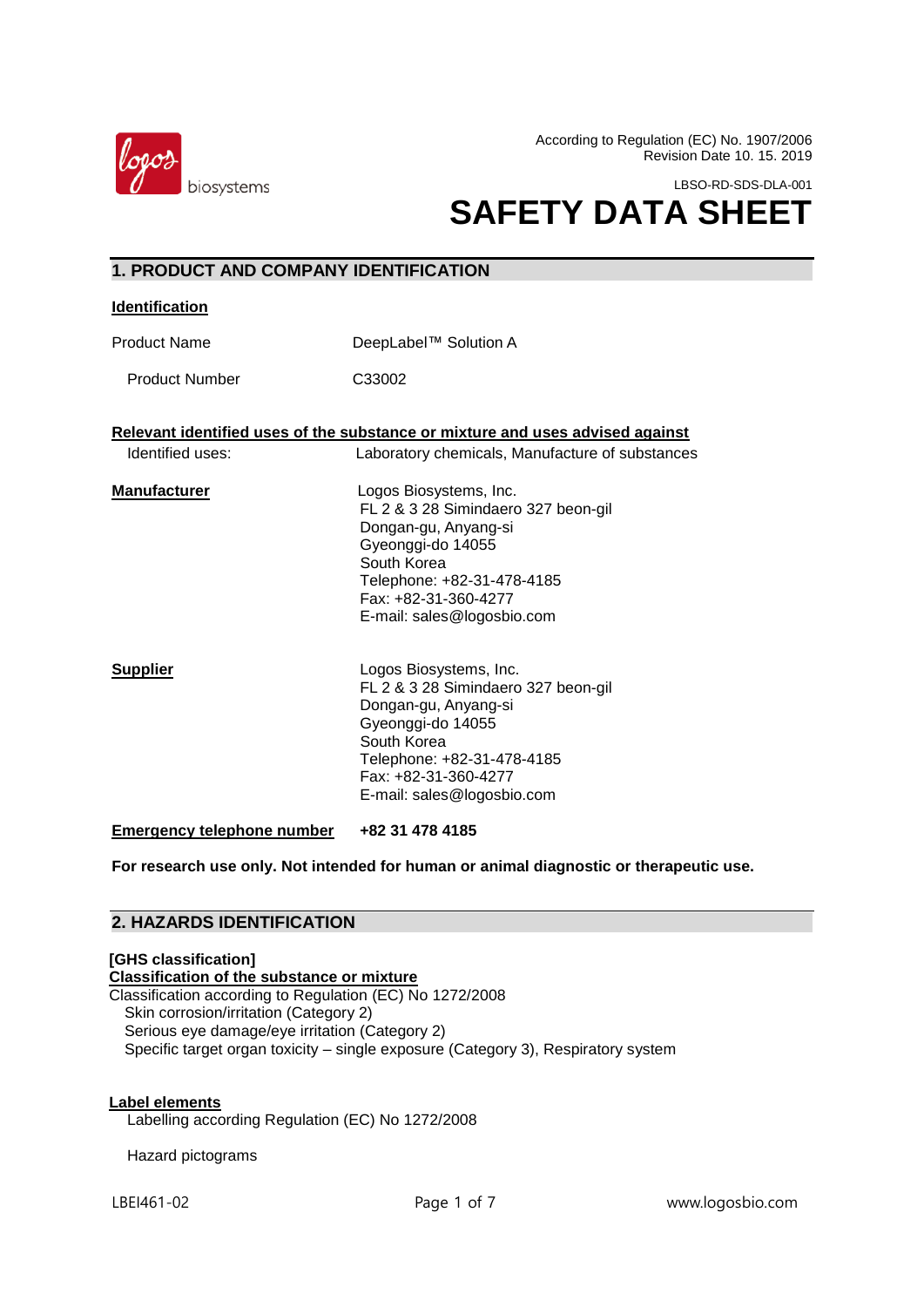According to Regulation (EC) No. 1907/2006
Revision Date 10. 15. 2019

LBSO-RD-SDS-DLA-001

# SAFETY DATA SHEET

## 1. PRODUCT AND COMPANY IDENTIFICATION

**Identification**

| | |
|---|---|
| Product Name | DeepLabel™ Solution A |
| Product Number | C33002 |

**Relevant identified uses of the substance or mixture and uses advised against**

Identified uses: Laboratory chemicals, Manufacture of substances

**Manufacturer**

Logos Biosystems, Inc.
FL 2 & 3 28 Simindaero 327 beon-gil
Dongan-gu, Anyang-si
Gyeonggi-do 14055
South Korea
Telephone: +82-31-478-4185
Fax: +82-31-360-4277
E-mail: sales@logosbio.com

**Supplier**

Logos Biosystems, Inc.
FL 2 & 3 28 Simindaero 327 beon-gil
Dongan-gu, Anyang-si
Gyeonggi-do 14055
South Korea
Telephone: +82-31-478-4185
Fax: +82-31-360-4277
E-mail: sales@logosbio.com

**Emergency telephone number** **+82 31 478 4185**

**For research use only. Not intended for human or animal diagnostic or therapeutic use.**

## 2. HAZARDS IDENTIFICATION

**[GHS classification]**

**Classification of the substance or mixture**

Classification according to Regulation (EC) No 1272/2008

- Skin corrosion/irritation (Category 2)
- Serious eye damage/eye irritation (Category 2)
- Specific target organ toxicity – single exposure (Category 3), Respiratory system

**Label elements**

Labelling according Regulation (EC) No 1272/2008

Hazard pictograms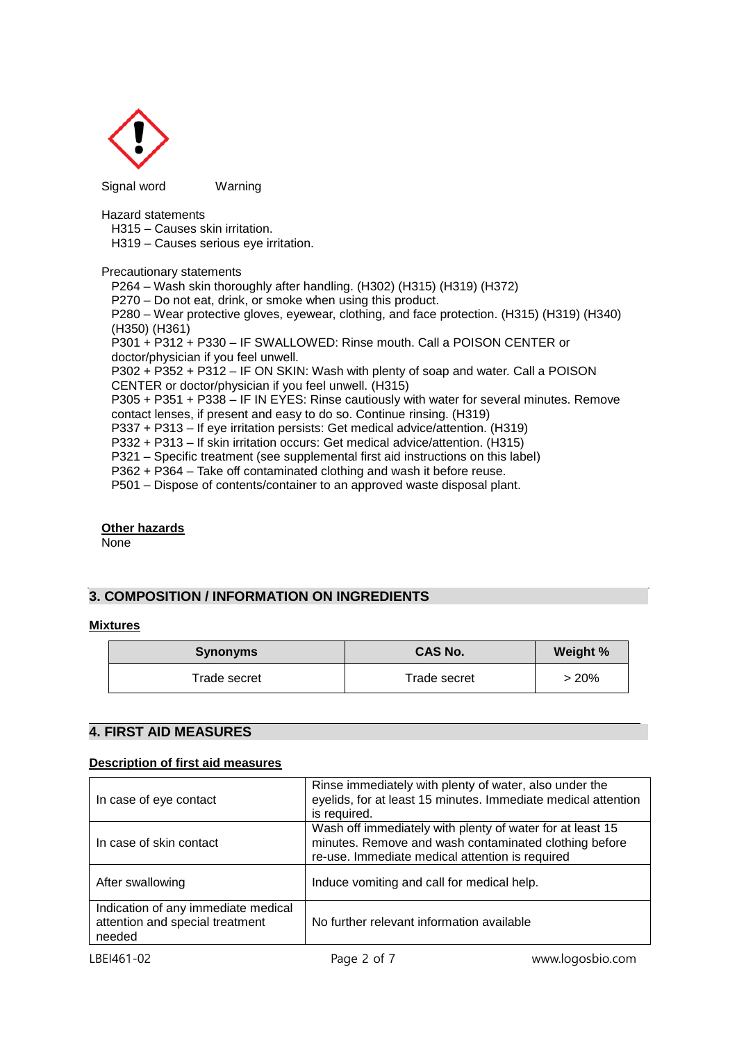Signal word Warning

Hazard statements

H315 – Causes skin irritation.
H319 – Causes serious eye irritation.

Precautionary statements

P264 – Wash skin thoroughly after handling. (H302) (H315) (H319) (H372)
P270 – Do not eat, drink, or smoke when using this product.
P280 – Wear protective gloves, eyewear, clothing, and face protection. (H315) (H319) (H340) (H350) (H361)
P301 + P312 + P330 – IF SWALLOWED: Rinse mouth. Call a POISON CENTER or doctor/physician if you feel unwell.
P302 + P352 + P312 – IF ON SKIN: Wash with plenty of soap and water. Call a POISON CENTER or doctor/physician if you feel unwell. (H315)
P305 + P351 + P338 – IF IN EYES: Rinse cautiously with water for several minutes. Remove contact lenses, if present and easy to do so. Continue rinsing. (H319)
P337 + P313 – If eye irritation persists: Get medical advice/attention. (H319)
P332 + P313 – If skin irritation occurs: Get medical advice/attention. (H315)
P321 – Specific treatment (see supplemental first aid instructions on this label)
P362 + P364 – Take off contaminated clothing and wash it before reuse.
P501 – Dispose of contents/container to an approved waste disposal plant.

**Other hazards**

None

## 3. COMPOSITION / INFORMATION ON INGREDIENTS

**Mixtures**

| Synonyms | CAS No. | Weight % |
|---|---|---|
| Trade secret | Trade secret | > 20% |

## 4. FIRST AID MEASURES

**Description of first aid measures**

| | |
|---|---|
| In case of eye contact | Rinse immediately with plenty of water, also under the eyelids, for at least 15 minutes. Immediate medical attention is required. |
| In case of skin contact | Wash off immediately with plenty of water for at least 15 minutes. Remove and wash contaminated clothing before re-use. Immediate medical attention is required |
| After swallowing | Induce vomiting and call for medical help. |
| Indication of any immediate medical attention and special treatment needed | No further relevant information available |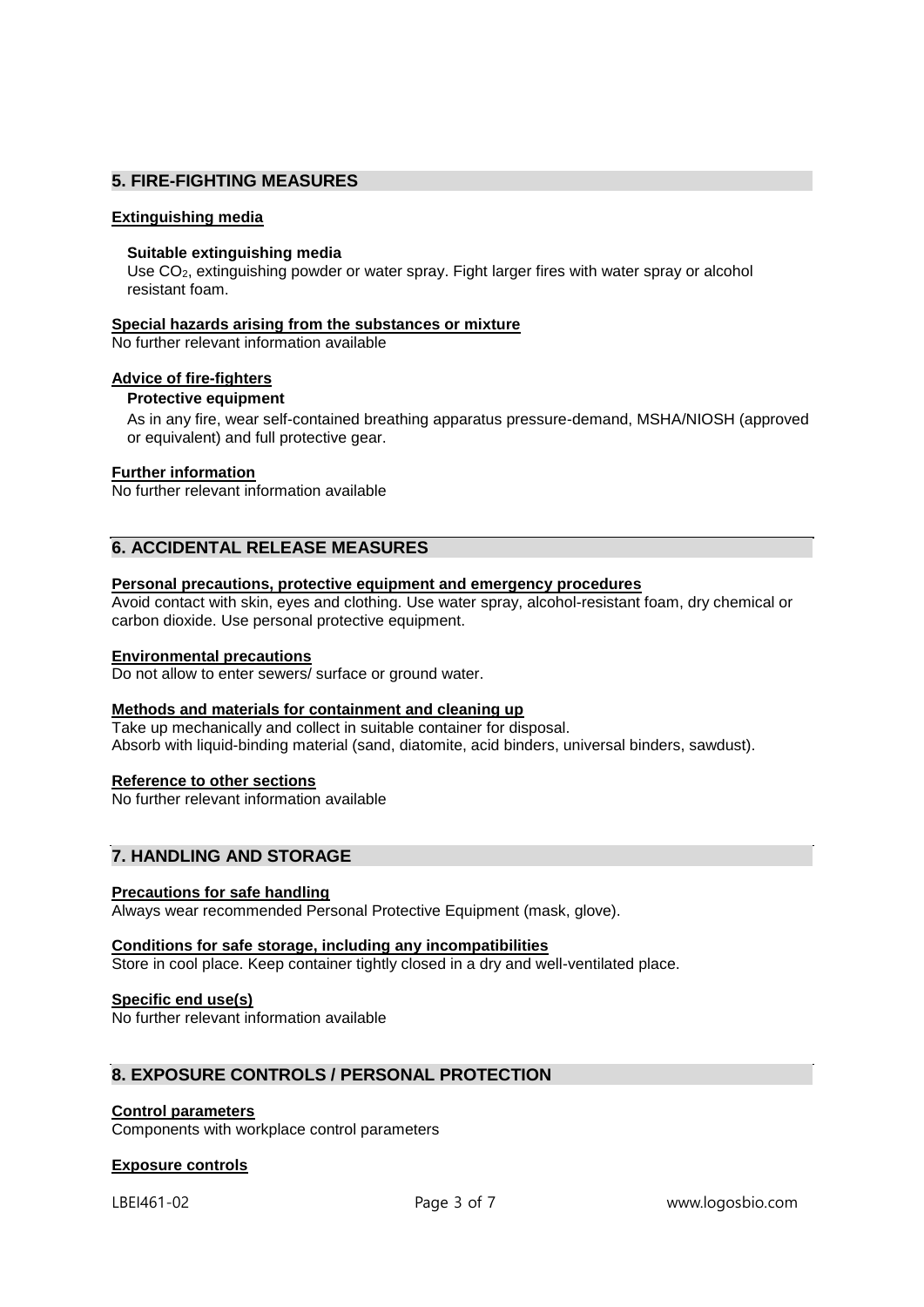## 5. FIRE-FIGHTING MEASURES

### Extinguishing media

**Suitable extinguishing media**

Use $CO_2$, extinguishing powder or water spray. Fight larger fires with water spray or alcohol resistant foam.

### Special hazards arising from the substances or mixture

No further relevant information available

### Advice of fire-fighters

**Protective equipment**

As in any fire, wear self-contained breathing apparatus pressure-demand, MSHA/NIOSH (approved or equivalent) and full protective gear.

### Further information

No further relevant information available

## 6. ACCIDENTAL RELEASE MEASURES

### Personal precautions, protective equipment and emergency procedures

Avoid contact with skin, eyes and clothing. Use water spray, alcohol-resistant foam, dry chemical or carbon dioxide. Use personal protective equipment.

### Environmental precautions

Do not allow to enter sewers/ surface or ground water.

### Methods and materials for containment and cleaning up

Take up mechanically and collect in suitable container for disposal.
Absorb with liquid-binding material (sand, diatomite, acid binders, universal binders, sawdust).

### Reference to other sections

No further relevant information available

## 7. HANDLING AND STORAGE

### Precautions for safe handling

Always wear recommended Personal Protective Equipment (mask, glove).

### Conditions for safe storage, including any incompatibilities

Store in cool place. Keep container tightly closed in a dry and well-ventilated place.

### Specific end use(s)

No further relevant information available

## 8. EXPOSURE CONTROLS / PERSONAL PROTECTION

### Control parameters

Components with workplace control parameters

### Exposure controls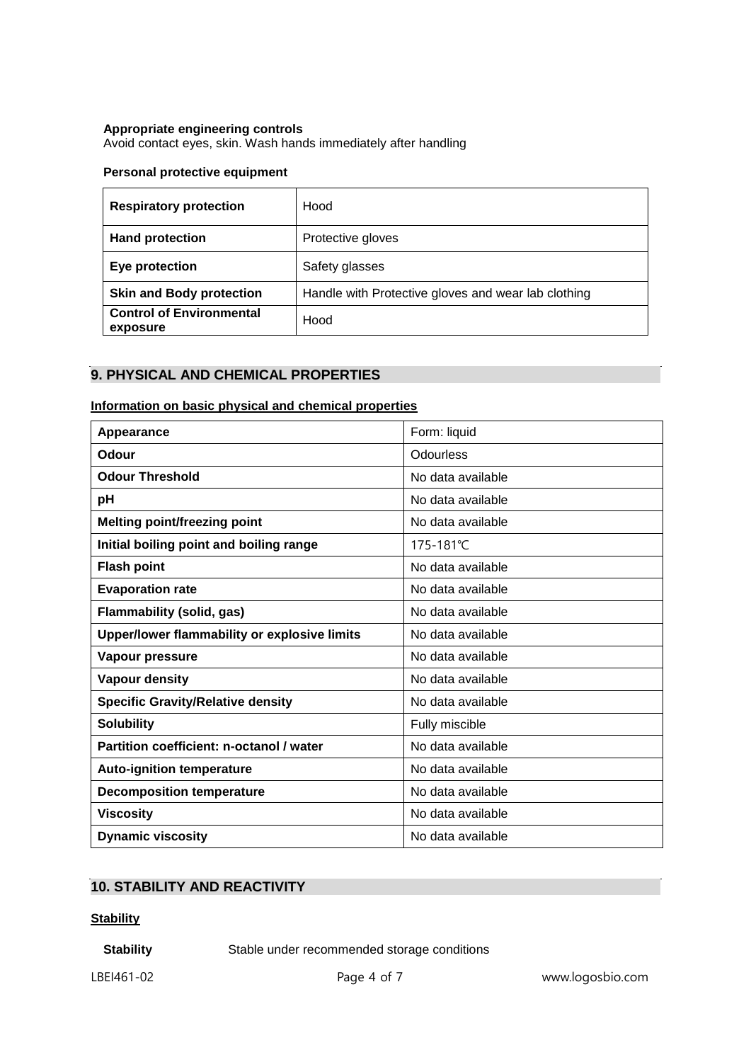**Appropriate engineering controls**
Avoid contact eyes, skin. Wash hands immediately after handling

**Personal protective equipment**

| | |
|---|---|
| **Respiratory protection** | Hood |
| **Hand protection** | Protective gloves |
| **Eye protection** | Safety glasses |
| **Skin and Body protection** | Handle with Protective gloves and wear lab clothing |
| **Control of Environmental exposure** | Hood |

## 9. PHYSICAL AND CHEMICAL PROPERTIES

**Information on basic physical and chemical properties**

| | |
|---|---|
| **Appearance** | Form: liquid |
| **Odour** | Odourless |
| **Odour Threshold** | No data available |
| **pH** | No data available |
| **Melting point/freezing point** | No data available |
| **Initial boiling point and boiling range** | 175-181℃ |
| **Flash point** | No data available |
| **Evaporation rate** | No data available |
| **Flammability (solid, gas)** | No data available |
| **Upper/lower flammability or explosive limits** | No data available |
| **Vapour pressure** | No data available |
| **Vapour density** | No data available |
| **Specific Gravity/Relative density** | No data available |
| **Solubility** | Fully miscible |
| **Partition coefficient: n-octanol / water** | No data available |
| **Auto-ignition temperature** | No data available |
| **Decomposition temperature** | No data available |
| **Viscosity** | No data available |
| **Dynamic viscosity** | No data available |

## 10. STABILITY AND REACTIVITY

**Stability**

**Stability** Stable under recommended storage conditions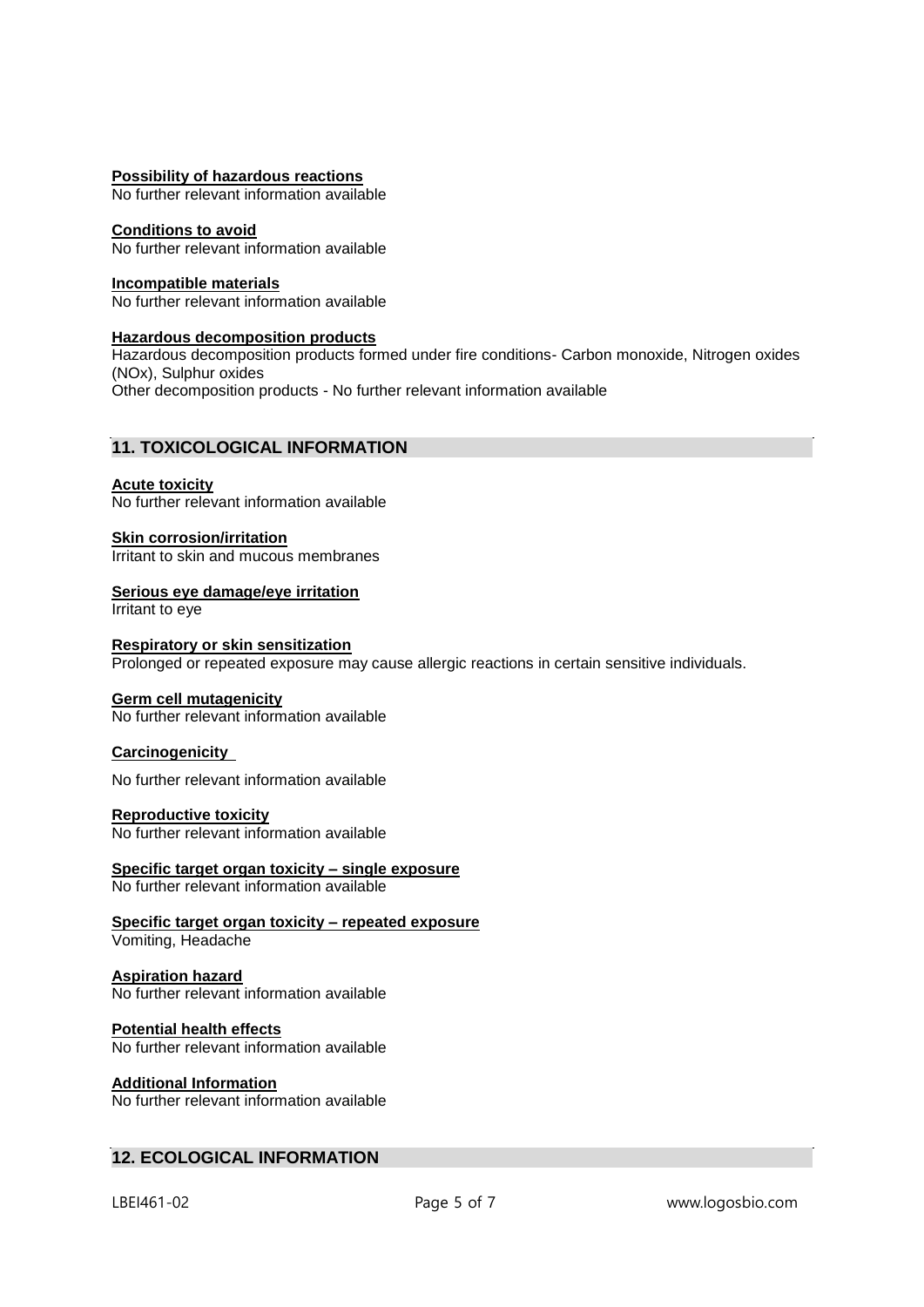**Possibility of hazardous reactions**
No further relevant information available

**Conditions to avoid**
No further relevant information available

**Incompatible materials**
No further relevant information available

**Hazardous decomposition products**
Hazardous decomposition products formed under fire conditions- Carbon monoxide, Nitrogen oxides (NOx), Sulphur oxides
Other decomposition products - No further relevant information available

## 11. TOXICOLOGICAL INFORMATION

**Acute toxicity**
No further relevant information available

**Skin corrosion/irritation**
Irritant to skin and mucous membranes

**Serious eye damage/eye irritation**
Irritant to eye

**Respiratory or skin sensitization**
Prolonged or repeated exposure may cause allergic reactions in certain sensitive individuals.

**Germ cell mutagenicity**
No further relevant information available

**Carcinogenicity**

No further relevant information available

**Reproductive toxicity**
No further relevant information available

**Specific target organ toxicity – single exposure**
No further relevant information available

**Specific target organ toxicity – repeated exposure**
Vomiting, Headache

**Aspiration hazard**
No further relevant information available

**Potential health effects**
No further relevant information available

**Additional Information**
No further relevant information available

## 12. ECOLOGICAL INFORMATION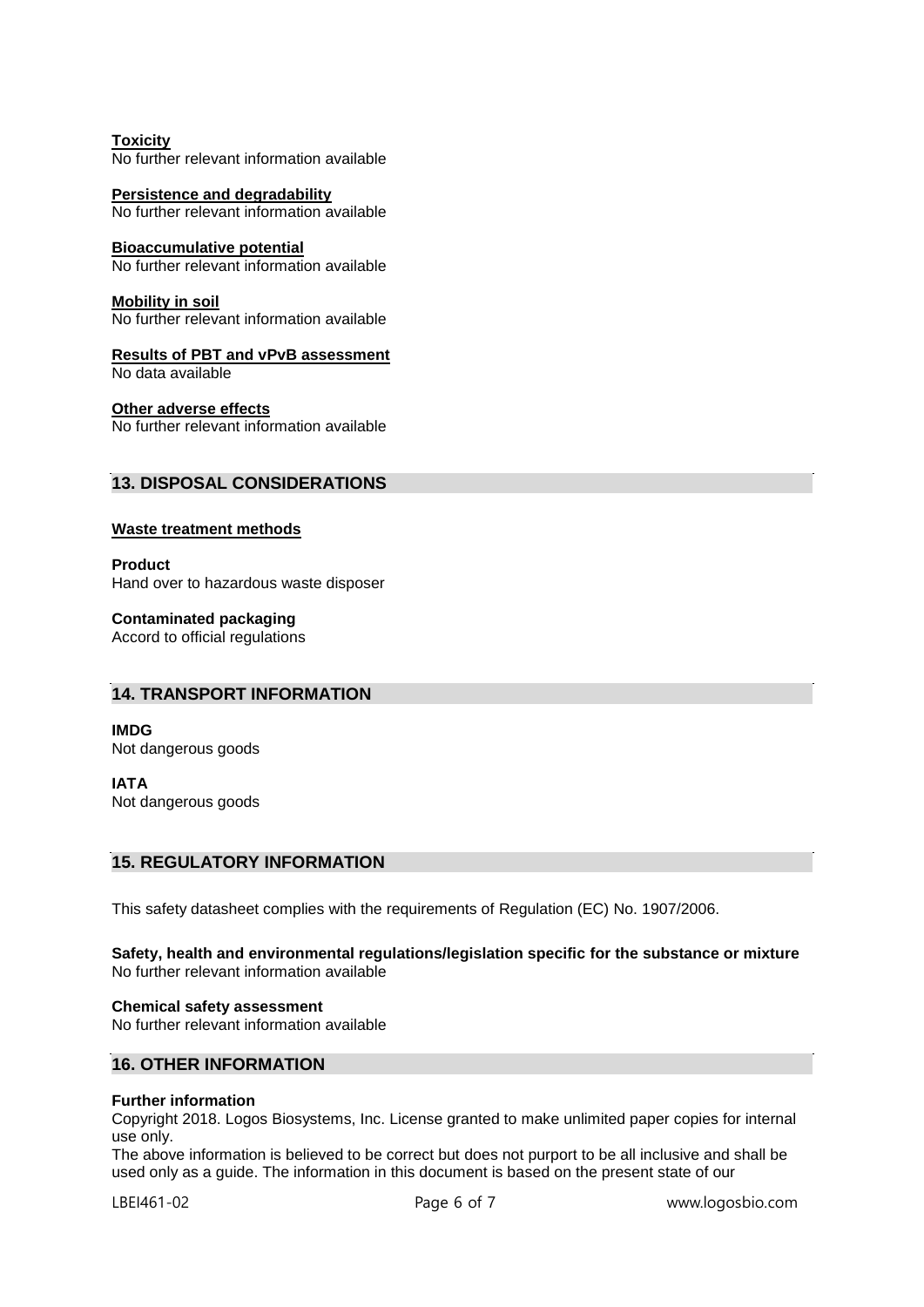**Toxicity**
No further relevant information available

**Persistence and degradability**
No further relevant information available

**Bioaccumulative potential**
No further relevant information available

**Mobility in soil**
No further relevant information available

**Results of PBT and vPvB assessment**
No data available

**Other adverse effects**
No further relevant information available

## 13. DISPOSAL CONSIDERATIONS

**Waste treatment methods**

**Product**
Hand over to hazardous waste disposer

**Contaminated packaging**
Accord to official regulations

## 14. TRANSPORT INFORMATION

**IMDG**
Not dangerous goods

**IATA**
Not dangerous goods

## 15. REGULATORY INFORMATION

This safety datasheet complies with the requirements of Regulation (EC) No. 1907/2006.

**Safety, health and environmental regulations/legislation specific for the substance or mixture**
No further relevant information available

**Chemical safety assessment**
No further relevant information available

## 16. OTHER INFORMATION

**Further information**
Copyright 2018. Logos Biosystems, Inc. License granted to make unlimited paper copies for internal use only.
The above information is believed to be correct but does not purport to be all inclusive and shall be used only as a guide. The information in this document is based on the present state of our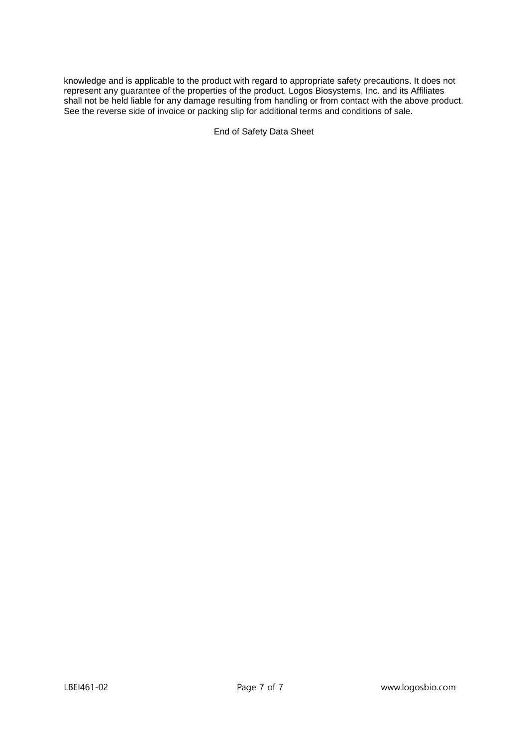knowledge and is applicable to the product with regard to appropriate safety precautions. It does not represent any guarantee of the properties of the product. Logos Biosystems, Inc. and its Affiliates shall not be held liable for any damage resulting from handling or from contact with the above product. See the reverse side of invoice or packing slip for additional terms and conditions of sale.

End of Safety Data Sheet